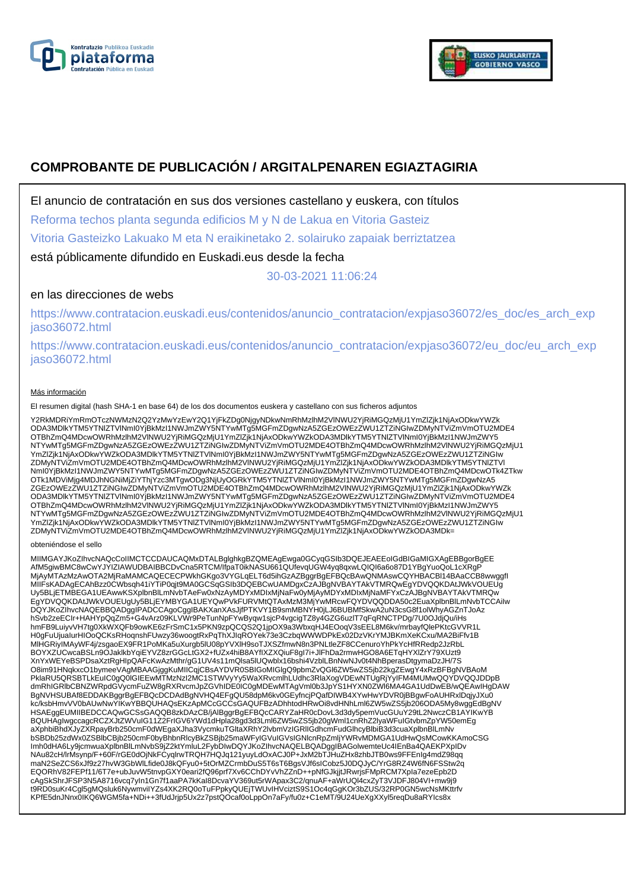# COMPROBANTE DE PUBLICACIÓN / ARGITALPENAREN EGIAZTAGIRIA

El anuncio de contratación en sus dos versiones castellano y euskera, con títulos

Reforma techos planta segunda edificios M y N de Lakua en Vitoria Gasteiz

Vitoria Gasteizko Lakuako M eta N eraikinetako 2. solairuko zapaiak berriztatzea

está públicamente difundido en Euskadi.eus desde la fecha

30-03-2021 11:06:24

en las direcciones de webs

https://www.contratacion.euskadi.eus/contenidos/anuncio_contratacion/expjaso36072/es_doc/es_arch_expjaso36072.html

https://www.contratacion.euskadi.eus/contenidos/anuncio_contratacion/expjaso36072/eu_doc/eu_arch_expjaso36072.html

Más información

El resumen digital (hash SHA-1 en base 64) de los dos documentos euskera y castellano con sus ficheros adjuntos

Y2RkMDRiYmRmOTczNWMzN2Q2YzMwYzEwY2Q1YjFkZDg0NjgyNDkwNmRhMzlhM2VlNWU2YjRiMGQzMjU1YmZlZjk1NjAxODkwYWZkODA3MDlkYTM5YTNlZTVlNmI0YjBkMzI1NWJmZWY5NTYwMTg5MGFmZDgwNzA5ZGEzOWEzZWU1ZTZiNGIwZDMyNTViZmVmOTU2MDE4OTBhZmQ4MDcwOWRhMzlhM2VlNWU2YjRiMGQzMjU1YmZlZjk1NjAxODkwYWZkODA3MDlkYTM5YTNlZTVlNmI0YjBkMzI1NWJmZWY5NTYwMTg5MGFmZDgwNzA5ZGEzOWEzZWU1ZTZiNGIwZDMyNTViZmVmOTU2MDE4OTBhZmQ4MDcwOWRhMzlhM2VlNWU2YjRiMGQzMjU1YmZlZjk1NjAxODkwYWZkODA3MDlkYTM5YTNlZTVlNmI0YjBkMzI1NWJmZWY5NTYwMTg5MGFmZDgwNzA5ZGEzOWEzZWU1ZTZiNGIwZDMyNTViZmVmOTU2MDE4OTBhZmQ4MDcwOWRhMzlhM2VlNWU2YjRiMGQzMjU1YmZlZjk1NjAxODkwYWZkODA3MDlkYTM5YTNlZTVlNmI0YjBkMzI1NWJmZWY5NTYwMTg5MGFmZDgwNzA5ZGEzOWEzZWU1ZTZiNGIwZDMyNTViZmVmOTU2MDE4OTBhZmQ4MDcwOTk4ZTkwOTk1MDViMjg4MDJhNGNiMjZiYThjYzc3MTgwODg3NjUyOGRkYTM5YTNlZTVlNmI0YjBkMzI1NWJmZWY5NTYwMTg5MGFmZDgwNzA5ZGEzOWEzZWU1ZTZiNGIwZDMyNTViZmVmOTU2MDE4OTBhZmQ4MDcwOWRhMzlhM2VlNWU2YjRiMGQzMjU1YmZlZjk1NjAxODkwYWZkODA3MDlkYTM5YTNlZTVlNmI0YjBkMzI1NWJmZWY5NTYwMTg5MGFmZDgwNzA5ZGEzOWEzZWU1ZTZiNGIwZDMyNTViZmVmOTU2MDE4OTBhZmQ4MDcwOWRhMzlhM2VlNWU2YjRiMGQzMjU1YmZlZjk1NjAxODkwYWZkODA3MDlkYTM5YTNlZTVlNmI0YjBkMzI1NWJmZWY5NTYwMTg5MGFmZDgwNzA5ZGEzOWEzZWU1ZTZiNGIwZDMyNTViZmVmOTU2MDE4OTBhZmQ4MDcwOWRhMzlhM2VlNWU2YjRiMGQzMjU1YmZlZjk1NjAxODkwYWZkODA3MDlkYTM5YTNlZTVlNmI0YjBkMzI1NWJmZWY5NTYwMTg5MGFmZDgwNzA5ZGEzOWEzZWU1ZTZiNGIwZDMyNTViZmVmOTU2MDE4OTBhZmQ4MDcwOWRhMzlhM2VlNWU2YjRiMGQzMjU1YmZlZjk1NjAxODkwYWZkODA3MDk=

obteniéndose el sello

MIIMGAYJKoZIhvcNAQcCoIIMCTCCDAUCAQMxDTALBglghkgBZQMEAgEwga0GCyqGSIb3DQEJEAEEoIGdBIGaMIGXAgEBBgorBgEEAfM5giwBMC8wCwYJYIZIAWUDBAIBBCDvCna5RTCM/lfpaT0ikNASU661QUfevqUGW4yq8qxwLQIQI6a6o87D1YBgYuoQoL1cXRgPMjAyMTAzMzAwOTA2MjRaMAMCAQECECPWkhGKgo3VYGLqELT6d5ihGzAZBggrBgEFBQcBAwQNMAswCQYHBACBl14BAaCCB8wwggflMIIFsKADAgECAhBzz0CWbsqh41iYTiP0qjt9MA0GCSqGSIb3DQEBCwUAMDgxCzAJBgNVBAYTAkVTMRQwEgYDVQQKDAtJWkVOUEUgUy5BLjETMBEGA1UEAwwKSXplbnBlLmNvbTAeFw0xNzAyMDYxMDIxMjNaFw0yMjAyMDYxMDIxMjNaMFYxCzAJBgNVBAYTAkVTMRQwEgYDVQQKDAtJWkVOUEUgUy5BLjEYMBYGA1UEYQwPVkFURVMtQTAxMzM3MjYwMRcwFQYDVQQDDA50c2EuaXplbnBlLmNvbTCCAiIwDQYJKoZIhvcNAQEBBQADggIPADCCAgoCggIBAKXanXAsJjfPTKVY1B9smMBNYH0jLJ6BUBMfSkwA2uN3csG8f1olWhyAGZnTJoAzhSvb2zeECIr+HAHYpQqZm5+G4vArz09KLVWr9PeTunNpFYwByqw1sjcP4vgcigTZ8y4GZG6uzlT7qFqRNCTPDg/7U0OJdjQu/iHshmFB9LuiyvVH7tg0XkWXQFb9owKE6zFrSmC1x5PKN9zpQCQS2Q1jpOX9a3WbxqHJ4EOoqV3sEEL8M6kv/mrbayfQlePKtcGVVR1LH0gFuUjualurHIOoQCKsRHoqnshFUwzy36woogtRxPqThXJlqROYek73e3CzbqWWWDPkEx02DzVKrYMJBKmXeKCxu/MA2BiFfv1BMlHGRiylMAyWF4j/zsgaoEX9FR1PoMKa5uXurgb5lU08pYVXlH9soTJXSZfmwN8n3PNLtleZF8CCenuroYhPkYcHfRRedp2JzRbLBOYXZUwcaBSLn9OJaklkbYqiEYVZ8zrGGcLtGX2+fUZx4hiB8AYfIXZXQiuF8gl7i+JlFhDa2rmwHGO8A6ETqHYXlZrY79XUzt9XnYxWEYeBSPDsaXztRgHlpQAFcKwAzMthr/gG1UV4s11mQlsa5lUQwblx16bshi4VzblLBnNwNJv0t4NhBperasDtgymaDzJH/7SO8im91HNqkxcO1bymeeVAgMBAAGjggKuMIICqjCBsAYDVR0SBIGoMIGlgQ9pbmZvQGl6ZW5wZS5jb22kgZEwgY4xRzBFBgNVBAoMPklaRU5QRSBTLkEuICGgQ0lGIEEwMTMzNzl2MC1STWVyYy5WaXRvcmlhLUdhc3RlaXogVDEwNTUgRjYyIFM4MUMwQQYDVQQJDDpBdmRhIGRlbCBNZWRpdGVycmFuZW8gRXRvcmJpZGVhIDE0IC0gMDEwMTAgVml0b3JpYS1HYXN0ZWl6MA4GA1UdDwEB/wQEAwIHgDAWBgNVHSUBAf8EDDAKBggrBgEFBQcDCDAdBgNVHQ4EFgQU58dpM6kv0GEyfncjPQafDIWB4XYwHwYDVR0jBBgwFoAUHRxlDqjyJXu0kc/ksbHmvVV0bAUwNwYIKwYBBQUHAQsEKzApMCcGCCsGAQUFBzADhhtodHRwOi8vdHNhLml6ZW5wZS5jb206ODA5My8wggEdBgNVHSAEggEUMIIBEDCCAQwGCSsGAQQB8zkDAzCB/jAlBggrBgEFBQcCARYZaHR0cDovL3d3dy5pemVucGUuY29tL2NwczCB1AYIKwYBBQUHAgIwgccagcRCZXJtZWVuIG11Z2FrIGV6YWd1dHpla28gd3d3Lml6ZW5wZS5jb20gWml1cnRhZ2lyaWFuIGtvbmZpYW50emEgaXphbiBhdXJyZXRpayBrb250cmF0dWEgaXJha3VycmkuTGltaXRhY2lvbmVzIGRlIGdhcmFudGlhcyBlbiB3d3cuaXplbnBlLmNvbSBDb25zdWx0ZSBlbCBjb250cmF0byBhbnRlcyBkZSBjb25maWFyIGVuIGVsIGNlcnRpZmljYWRvMDMGA1UdHwQsMCowKKAmoCSGImh0dHA6Ly9jcmwuaXplbnBlLmNvbS9jZ2ktYmluL2FybDIwDQYJKoZIhvcNAQELBQADggIBAGolwemteUc4lEnBa4QAEKPXplDvNAu82cH/lrMsynp/F+60F/rGE0dOjNkFCyqlrwTRQH7HQJq121yuyLdOxACJ0P+JxM2bTJHuZHx8zhbJTB0ws9FFEnlg4mdZ98qqmaN2SeZCS6xJf9z27hvW3GbWlLfide0J8kQFyu0+5tOrMZCrmbDuS5T6sT6BgsVJf6slCobz5J0DQJyC/YrG8RZ4W6fN6FSStw2qEQORhV82FEPf11/6T7e+ubJuvW5tnvpGXY0eari2fQ96prf7Xv6CChDYvVhZZnD++pNfGJkjjtJRwrjsFMpRCM7Xpla7ezeEpb2DcAgSkShrJFSP3N5A8716vcq7yIn1Gn7f1aaPA7kKal8DcvaYV369ut5rWApax3C2/qnuAF+aWrUQl4cxZyT3VJDFJ804VI+mw9j9t9RD0suKr4Cgl5gMQsluk6NywmvilYZs4XK2RQ0oTuFPpkyQUEjTWUvIHVciztS9S1Oc4qGgKOr3bZUS/32RP0GN5wcNsMKttrfvKPfE5dnJNnx0IKQ6WGM5fa+NDi++3fUdJrjp5Ux2z7pstQOcaf0oLppOn7aFy/fu0z+C1eMT/9U24UeXgXXyl5reqDu8aRYIcs8x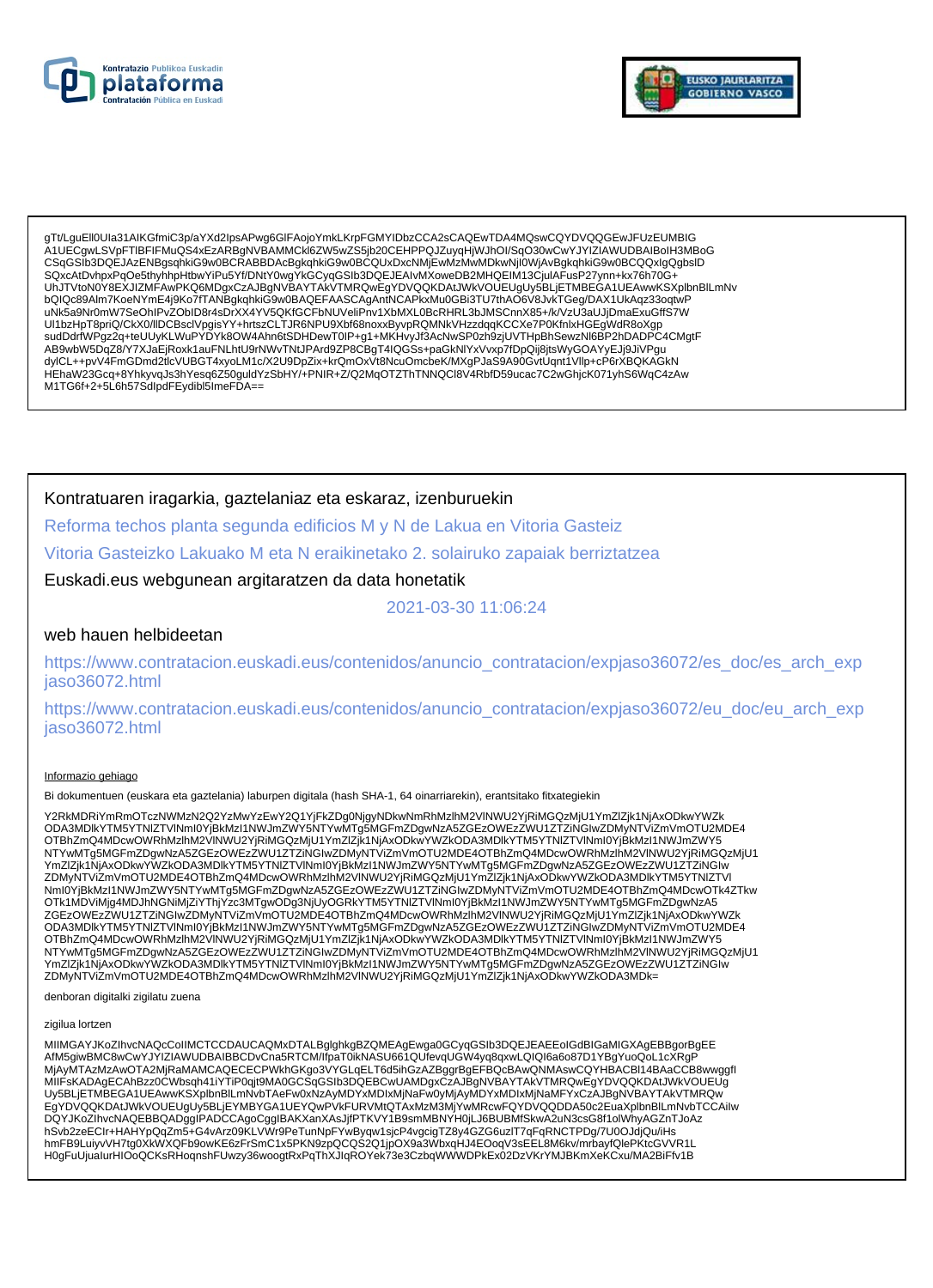gTt/LguEll0UIa31AIKGfmiC3p/aYXd2IpsAPwg6GIFAojoYmkLKrpFGMYIDbzCCA2sCAQEwTDA4MQswCQYDVQQGEwJFUzEUMBIG
A1UECgwLSVpFTlBFIFMuQS4xEzARBgNVBAMMCkI6ZW5wZS5jb20CEHPPQJZuyqHjWJhOI/SqO30wCwYJYIZIAWUDBAIBoIH3MBoG
CSqGSIb3DQEJAzENBgsqhkiG9w0BCRABBDAcBgkqhkiG9w0BCQUxDxcNMjEwMzMwMDkwNjI0WjAvBgkqhkiG9w0BCQQxIgQgbsID
SQxcAtDvhpxPqOe5thyhhpHtbwYiPu5Yf/DNtY0wgYkGCyqGSIb3DQEJEAIvMXoweDB2MHQEIM13CjulAFusP27ynn+kx76h70G+
UhJTVtoN0Y8EXJIZMFAwPKQ6MDgxCzAJBgNVBAYTAkVTMRQwEgYDVQQKDAtJWkVOUEUgUy5BLjETMBEGA1UEAwwKSXplbnBlLmNv
bQIQc89Alm7KoeNYmE4j9Ko7fTANBgkqhkiG9w0BAQEFAASCAgAntNCAPkxMu0GBi3TU7thAO6V8JvkTGeg/DAX1UkAqz33oqtwP
uNk5a9Nr0mW7SeOhIPvZObID8r4sDrXX4YV5QKfGCFbNUVeliPnv1XbMXL0BcRHRL3bJMSCnnX85+/k/VzU3aUJjDmaExuGffS7W
Ul1bzHpT8priQ/CkX0/lIDCBsclVpgisYY+hrtszCLTJR6NPU9Xbf68noxxByvpRQMNkVHzzdqqKCCXe7P0KfnIxHGEgWdR8oXgp
sudDdrfWPgz2q+teUUyKLWuPYDYk8OW4Ahn6tSDHDewT0IP+g1+MKHvyJf3AcNwSP0zh9zjUVTHpBhSewzNl6BP2hDADPC4CMgtF
AB9wbW5DqZ8/Y7XJaEjRoxk1auFNLhtU9rNWvTNtJPArd9ZP8CBgT4IQGSs+paGkNlYxVvxp7fDpQij8jtsWyGOAYyEJj9JiVPgu
dylCL++pvV4FmGDmd2tlcVUBGT4xyoLM1c/X2U9DpZix+krQmOxVt8NcuOmcbeK/MXgPJaS9A90GvtUqnt1Vllp+cP6rXBQKAGkN
HEhaW23Gcq+8YhkyvqJs3hYesq6Z50guldYzSbHY/+PNIR+Z/Q2MqOTZThTNNQCl8V4RbfD59ucac7C2wGhjcK071yhS6WqC4zAw
M1TG6f+2+5L6h57SdlpdFEydibl5ImeFDA==

Kontratuaren iragarkia, gaztelaniaz eta eskaraz, izenburuekin

Reforma techos planta segunda edificios M y N de Lakua en Vitoria Gasteiz

Vitoria Gasteizko Lakuako M eta N eraikinetako 2. solairuko zapaiak berriztatzea

Euskadi.eus webgunean argitaratzen da data honetatik

2021-03-30 11:06:24

web hauen helbideetan

https://www.contratacion.euskadi.eus/contenidos/anuncio_contratacion/expjaso36072/es_doc/es_arch_expjaso36072.html

https://www.contratacion.euskadi.eus/contenidos/anuncio_contratacion/expjaso36072/eu_doc/eu_arch_expjaso36072.html

Informazio gehiago

Bi dokumentuen (euskara eta gaztelania) laburpen digitala (hash SHA-1, 64 oinarriarekin), erantsitako fitxategiekin

Y2RkMDRiYmRmOTczNWMzN2Q2YzMwYzEwY2Q1YjFkZDg0NjgyNDkwNmRhMzlhM2VlNWU2YjRiMGQzMjU1YmZlZjk1NjAxODkwYWZk
ODA3MDlkYTM5YTNlZTVlNmI0YjBkMzI1NWJmZWY5NTYwMTg5MGFmZDgwNzA5ZGEzOWEzZWU1ZTZiNGIwZDMyNTViZmVmOTU2MDE4
OTBhZmQ4MDcwOWRhMzlhM2VlNWU2YjRiMGQzMjU1YmZlZjk1NjAxODkwYWZkODA3MDlkYTM5YTNlZTVlNmI0YjBkMzI1NWJmZWY5
NTYwMTg5MGFmZDgwNzA5ZGEzOWEzZWU1ZTZiNGIwZDMyNTViZmVmOTU2MDE4OTBhZmQ4MDcwOWRhMzlhM2VlNWU2YjRiMGQzMjU1
YmZlZjk1NjAxODkwYWZkODA3MDlkYTM5YTNlZTVlNmI0YjBkMzI1NWJmZWY5NTYwMTg5MGFmZDgwNzA5ZGEzOWEzZWU1ZTZiNGIw
ZDMyNTViZmVmOTU2MDE4OTBhZmQ4MDcwOWRhMzlhM2VlNWU2YjRiMGQzMjU1YmZlZjk1NjAxODkwYWZkODA3MDlkYTM5YTNlZTVl
NmI0YjBkMzI1NWJmZWY5NTYwMTg5MGFmZDgwNzA5ZGEzOWEzZWU1ZTZiNGIwZDMyNTViZmVmOTU2MDE4OTBhZmQ4MDcwOTk4ZTkw
OTk1MDViMjg4MDJhNGNiMjZiYThjYzc3MTgwODg3NjUyOGRkYTM5YTNlZTVlNmI0YjBkMzI1NWJmZWY5NTYwMTg5MGFmZDgwNzA5
ZGEzOWEzZWU1ZTZiNGIwZDMyNTViZmVmOTU2MDE4OTBhZmQ4MDcwOWRhMzlhM2VlNWU2YjRiMGQzMjU1YmZlZjk1NjAxODkwYWZk
ODA3MDlkYTM5YTNlZTVlNmI0YjBkMzI1NWJmZWY5NTYwMTg5MGFmZDgwNzA5ZGEzOWEzZWU1ZTZiNGIwZDMyNTViZmVmOTU2MDE4
OTBhZmQ4MDcwOWRhMzlhM2VlNWU2YjRiMGQzMjU1YmZlZjk1NjAxODkwYWZkODA3MDlkYTM5YTNlZTVlNmI0YjBkMzI1NWJmZWY5
NTYwMTg5MGFmZDgwNzA5ZGEzOWEzZWU1ZTZiNGIwZDMyNTViZmVmOTU2MDE4OTBhZmQ4MDcwOWRhMzlhM2VlNWU2YjRiMGQzMjU1
YmZlZjk1NjAxODkwYWZkODA3MDlkYTM5YTNlZTVlNmI0YjBkMzI1NWJmZWY5NTYwMTg5MGFmZDgwNzA5ZGEzOWEzZWU1ZTZiNGIw
ZDMyNTViZmVmOTU2MDE4OTBhZmQ4MDcwOWRhMzlhM2VlNWU2YjRiMGQzMjU1YmZlZjk1NjAxODkwYWZkODA3MDk=

denboran digitalki zigilatu zuena

zigilua lortzen

MIIMGAYJKoZIhvcNAQcCoIIMCTCCDAUCAQMxDTALBglghkgBZQMEAgEwga0GCyqGSIb3DQEJEAEEoIGdBIGaMIGXAgEBBgorBgEE
AfM5giwBMC8wCwYJYIZIAWUDBAIBBCDvCna5RTCM/IfpaT0ikNASU661QUfevqUGW4yq8qxwLQIQI6a6o87D1YBgYuoQoL1cXRgP
MjAyMTAzMzAwOTA2MjRaMAMCAQECECPWkhGKgo3VYGLqELT6d5ihGzAZBggrBgEFBQcBAwQNMAswCQYHBACBl14BAaCCB8wwggfI
MIIFsKADAgECAhBzz0CWbsqh41iYTiP0qjt9MA0GCSqGSIb3DQEBCwUAMDgxCzAJBgNVBAYTAkVTMRQwEgYDVQQKDAtJWkVOUEUg
Uy5BLjETMBEGA1UEAwwKSXplbnBlLmNvbTAeFw0xNzAyMDYxMDIxMjNaFw0yMjAyMDYxMDIxMjNaMFYxCzAJBgNVBAYTAkVTMRQw
EgYDVQQKDAtJWkVOUEUgUy5BLjEYMBYGA1UEYQwPVkFURVMtQTAxMzM3MjYwMRcwFQYDVQQDDA50c2EuaXplbnBlLmNvbTCCAiIw
DQYJKoZIhvcNAQEBBQADggIPADCCAgoCggIBAKXanXAsJjfPTKVY1B9smMBNYH0jLJ6BUBMfSkwA2uN3csG8f1olWhyAGZnTJoAz
hSvb2zeECIr+HAHYpQqZm5+G4vArz09KLVWr9PeTunNpFYwByqw1sjcP4vgcigTZ8y4GZG6uzIT7qFqRNCTPDg/7U0OJdjQu/iHs
hmFB9LuiyvVH7tg0XkWXQFb9owKE6zFrSmC1x5PKN9zpQCQS2Q1jpOX9a3WbxqHJ4EOoqV3sEEL8M6kv/mrbayfQlePKtcGVVR1L
H0gFuUjualurHIOoQCKsRHoqnshFUwzy36woogtRxPqThXJIqROYek73e3CzbqWWWDPkEx02DzVKrYMJBKmXeKCxu/MA2BiFfv1B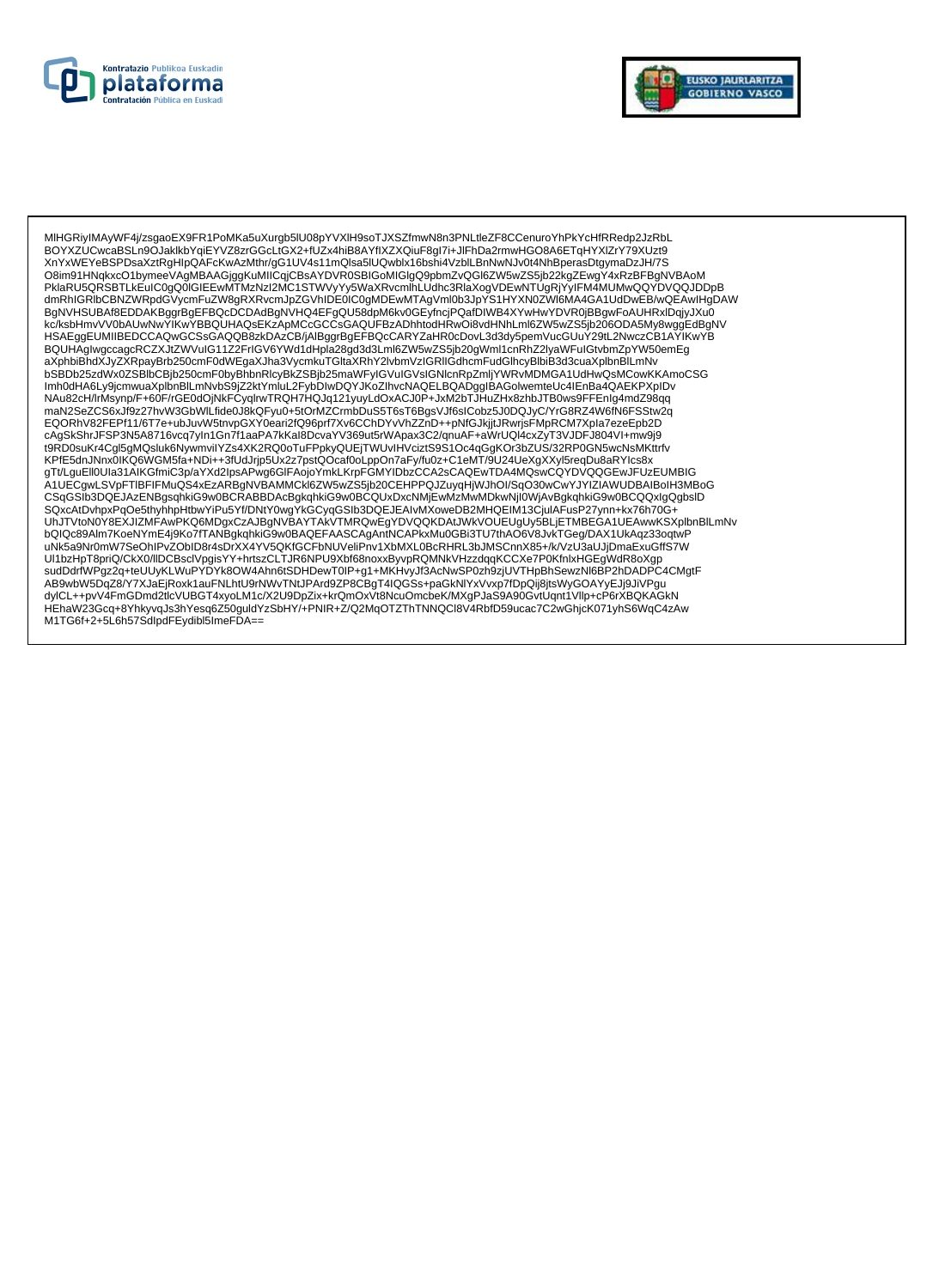MIHGRiyIMAyWF4j/zsgaoEX9FR1PoMKa5uXurgb5lU08pYVXlH9soTJXSZfmwN8n3PNLtleZF8CCenuroYhPkYcHfRRedp2JzRbL
BOYXZUCwcaBSLn9OJaklkbYqiEYVZ8zrGGcLtGX2+fUZx4hiB8AYfIXZXQiuF8gI7i+JlFhDa2rmwHGO8A6ETqHYXlZrY79XUzt9
XnYxWEYeBSPDsaXztRgHIpQAFcKwAzMthr/gG1UV4s11mQlsa5lUQwblx16bshi4VzblLBnNwNJv0t4NhBperasDtgymaDzJH/7S
O8im91HNqkxcO1bymeeVAgMBAAGjggKuMIICqjCBsAYDVR0SBIGoMIGlgQ9pbmZvQGl6ZW5wZS5jb22kgZEwgY4xRzBFBgNVBAoM
PklaRU5QRSBTLkEuIC0gQ0lGIEEwMTMzNzI2MC1STWVyYy5WaXRvcmlhLUdhc3RlaXogVDEwNTUgRjYyIFM4MUMwQQYDVQQJDDpB
dmRhIGRlbCBNZWRpdGVycmFuZW8gRXRvcmJpZGVhIDE0IC0gMDEwMTAgVml0b3JpYS1HYXN0ZWl6MA4GA1UdDwEB/wQEAwIHgDAW
BgNVHSUBAf8EDDAKBggrBgEFBQcDCDAdBgNVHQ4EFgQU58dpM6kv0GEyfncjPQafDIWB4XYwHwYDVR0jBBgwFoAUHRxlDqjyJXu0
kc/ksbHmvVV0bAUwNwYIKwYBBQUHAQsEKzApMCcGCCsGAQUFBzADhhtodHRwOi8vdHNhLml6ZW5wZS5jb206ODA5My8wggEdBgNV
HSAEggEUMIIBEDCCAQwGCSsGAQQB8zkDAzCB/jAlBggrBgEFBQcCARYZaHR0cDovL3d3dy5pemVucGUuY29tL2NwczCB1AYIKwYB
BQUHAgIwgccagcRCZXJtZWVuIG11Z2FrIGV6YWd1dHpla28gd3d3Lml6ZW5wZS5jb20gWml1cnRhZ2lyaWFuIGtvbmZpYW50emEg
aXphbiBhdXJyZXRpayBrb250cmF0dWEgaXJha3VycmkuTGltaXRhY2lvbmVzIGRlIGdhcmFudGlhcyBlbiB3d3cuaXplbnBlLmNv
bSBDb25zdWx0ZSBlbCBjb250cmF0byBhbnRlcyBkZSBjb25maWFyIGVuIGVsIGNlcnRpZmljYWRvMDMGA1UdHwQsMCowKKAmoCSG
Imh0dHA6Ly9jcmwuaXplbnBlLmNvbS9jZ2ktYmluL2FybDIwDQYJKoZIhvcNAQELBQADggIBAGolwemteUc4IEnBa4QAEKPXpIDv
NAu82cH/lrMsynp/F+60F/rGE0dOjNkFCyqlrwTRQH7HQJq121yuyLdOxACJ0P+JxM2bTJHuZHx8zhbJTB0ws9FFEnIg4mdZ98qq
maN2SeZCS6xJf9z27hvW3GbWlLfide0J8kQFyu0+5tOrMZCrmbDuS5T6sT6BgsVJf6sICobz5J0DQJyC/YrG8RZ4W6fN6FSStw2q
EQORhV82FEPf11/6T7e+ubJuvW5tnvpGXY0eari2fQ96prf7Xv6CChDYvVhZZnD++pNfGJkjjtJRwrjsFMpRCM7Xpla7ezeEpb2D
cAgSkShrJFSP3N5A8716vcq7yIn1Gn7f1aaPA7kKal8DcvaYV369ut5rWApax3C2/qnuAF+aWrUQl4cxZyT3VJDFJ804VI+mw9j9
t9RD0suKr4Cgl5gMQsluk6NywmvilYZs4XK2RQ0oTuFPpkyQUEjTWUvIHVciztS9S1Oc4qGgKOr3bZUS/32RP0GN5wcNsMKttrfv
KPfE5dnJNnx0IKQ6WGM5fa+NDi++3fUdJrjp5Ux2z7pstQOcaf0oLppOn7aFy/fu0z+C1eMT/9U24UeXgXXyl5reqDu8aRYIcs8x
gTt/LguEll0UIa31AIKGfmiC3p/aYXd2IpsAPwg6GlFAojoYmkLKrpFGMYIDbzCCA2sCAQEwTDA4MQswCQYDVQQGEwJFUzEUMBIG
A1UECgwLSVpFTlBFIFMuQS4xEzARBgNVBAMMCkl6ZW5wZS5jb20CEHPPQJZuyqHjWJhOI/SqO30wCwYJYIZIAWUDBAIBoIH3MBoG
CSqGSIb3DQEJAzENBgsqhkiG9w0BCRABBDAcBgkqhkiG9w0BCQUxDxcNMjEwMzMwMDkwNjI0WjAvBgkqhkiG9w0BCQQxIgQgbsID
SQxcAtDvhpxPqOe5thyhhpHtbwYiPu5Yf/DNtY0wgYkGCyqGSIb3DQEJEAIvMXoweDB2MHQEIM13CjulAFusP27ynn+kx76h70G+
UhJTVtoN0Y8EXJIZMFAwPKQ6MDgxCzAJBgNVBAYTAkVTMRQwEgYDVQQKDAtJWkVOUEUgUy5BLjETMBEGA1UEAwwKSXplbnBlLmNv
bQIQc89Alm7KoeNYmE4j9Ko7fTANBgkqhkiG9w0BAQEFAASCAgAntNCAPkxMu0GBi3TU7thAO6V8JvkTGeg/DAX1UkAqz33oqtwP
uNk5a9Nr0mW7SeOhIPvZObID8r4sDrXX4YV5QKfGCFbNUVeliPnv1XbMXL0BcRHRL3bJMSCnnX85+/k/VzU3aUJjDmaExuGffS7W
Ul1bzHpT8priQ/CkX0/llDCBsclVpgisYY+hrtszCLTJR6NPU9Xbf68noxxByvpRQMNkVHzzdqqKCCXe7P0KfnlxHGEgWdR8oXgp
sudDdrfWPgz2q+teUUyKLWuPYDYk8OW4Ahn6tSDHDewT0IP+g1+MKHvyJf3AcNwSP0zh9zjUVTHpBhSewzNl6BP2hDADPC4CMgtF
AB9wbW5DqZ8/Y7XJaEjRoxk1auFNLhtU9rNWvTNtJPArd9ZP8CBgT4IQGSs+paGkNlYxVvxp7fDpQij8jtsWyGOAYyEJj9JiVPgu
dyICL++pvV4FmGDmd2tlcVUBGT4xyoLM1c/X2U9DpZix+krQmOxVt8NcuOmcbeK/MXgPJaS9A90GvtUqnt1Vllp+cP6rXBQKAGkN
HEhaW23Gcq+8YhkyvqJs3hYesq6Z50guldYzSbHY/+PNIR+Z/Q2MqOTZThTNNQCl8V4RbfD59ucac7C2wGhjcK071yhS6WqC4zAw
M1TG6f+2+5L6h57SdlpdFEydibl5lmeFDA==